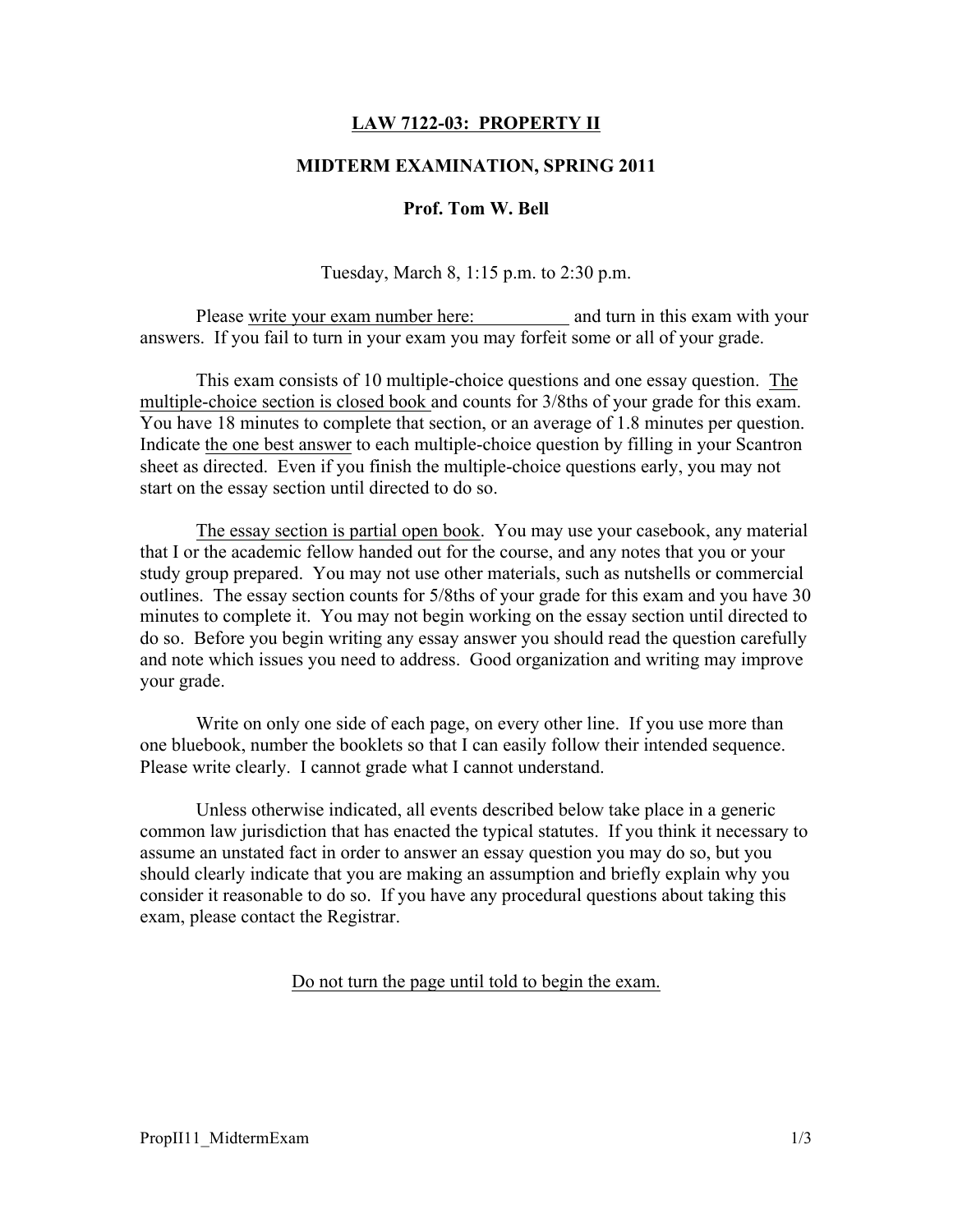# LAW 7122-03: PROPERTY II

## MIDTERM EXAMINATION, SPRING 2011

### Prof. Tom W. Bell

Tuesday, March 8, 1:15 p.m. to 2:30 p.m.

Please write your exam number here: __________ and turn in this exam with your answers. If you fail to turn in your exam you may forfeit some or all of your grade.

This exam consists of 10 multiple-choice questions and one essay question. The multiple-choice section is closed book and counts for 3/8ths of your grade for this exam. You have 18 minutes to complete that section, or an average of 1.8 minutes per question. Indicate the one best answer to each multiple-choice question by filling in your Scantron sheet as directed. Even if you finish the multiple-choice questions early, you may not start on the essay section until directed to do so.

The essay section is partial open book. You may use your casebook, any material that I or the academic fellow handed out for the course, and any notes that you or your study group prepared. You may not use other materials, such as nutshells or commercial outlines. The essay section counts for 5/8ths of your grade for this exam and you have 30 minutes to complete it. You may not begin working on the essay section until directed to do so. Before you begin writing any essay answer you should read the question carefully and note which issues you need to address. Good organization and writing may improve your grade.

Write on only one side of each page, on every other line. If you use more than one bluebook, number the booklets so that I can easily follow their intended sequence. Please write clearly. I cannot grade what I cannot understand.

Unless otherwise indicated, all events described below take place in a generic common law jurisdiction that has enacted the typical statutes. If you think it necessary to assume an unstated fact in order to answer an essay question you may do so, but you should clearly indicate that you are making an assumption and briefly explain why you consider it reasonable to do so. If you have any procedural questions about taking this exam, please contact the Registrar.

Do not turn the page until told to begin the exam.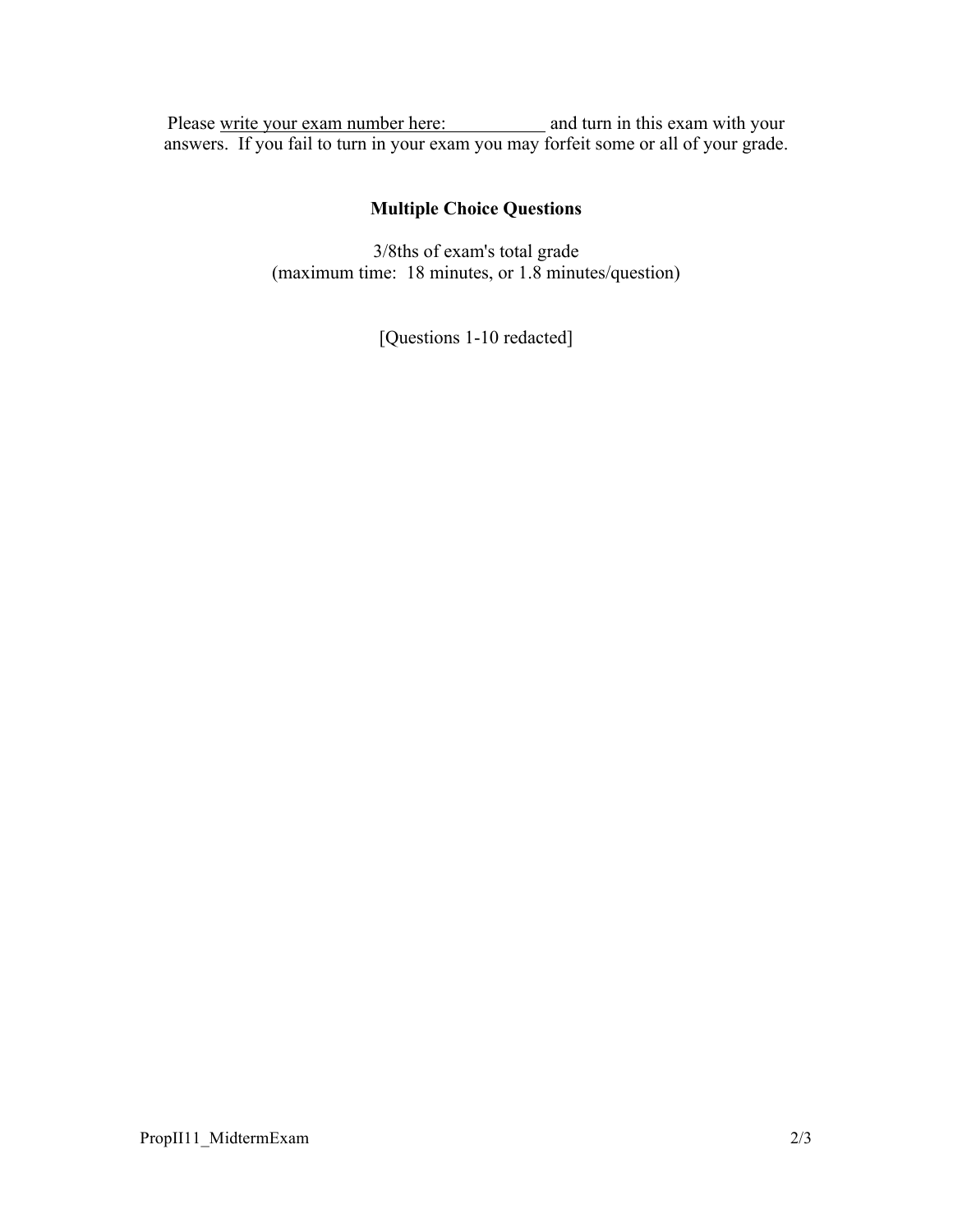Please write your exam number here: ___________ and turn in this exam with your answers. If you fail to turn in your exam you may forfeit some or all of your grade.

## Multiple Choice Questions

3/8ths of exam's total grade
(maximum time: 18 minutes, or 1.8 minutes/question)

[Questions 1-10 redacted]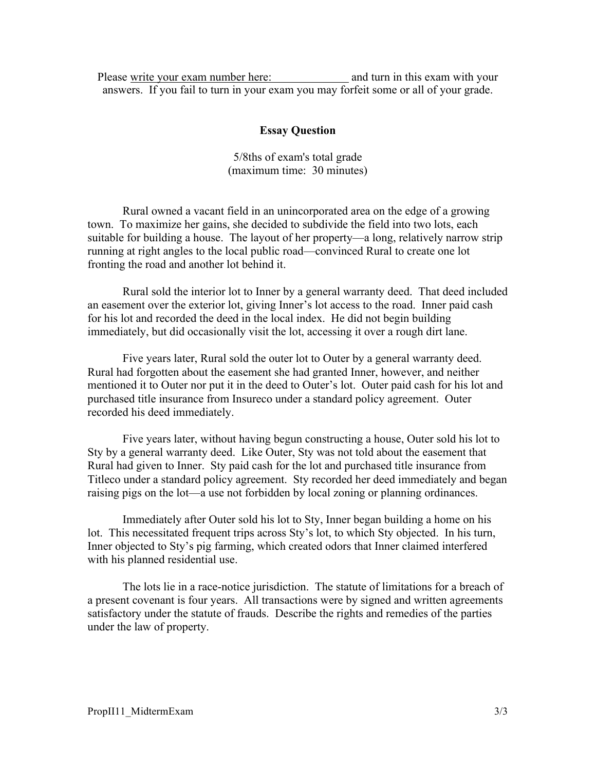Please write your exam number here: ______________ and turn in this exam with your answers. If you fail to turn in your exam you may forfeit some or all of your grade.

## Essay Question

5/8ths of exam's total grade
(maximum time: 30 minutes)

Rural owned a vacant field in an unincorporated area on the edge of a growing town. To maximize her gains, she decided to subdivide the field into two lots, each suitable for building a house. The layout of her property—a long, relatively narrow strip running at right angles to the local public road—convinced Rural to create one lot fronting the road and another lot behind it.

Rural sold the interior lot to Inner by a general warranty deed. That deed included an easement over the exterior lot, giving Inner's lot access to the road. Inner paid cash for his lot and recorded the deed in the local index. He did not begin building immediately, but did occasionally visit the lot, accessing it over a rough dirt lane.

Five years later, Rural sold the outer lot to Outer by a general warranty deed. Rural had forgotten about the easement she had granted Inner, however, and neither mentioned it to Outer nor put it in the deed to Outer's lot. Outer paid cash for his lot and purchased title insurance from Insureco under a standard policy agreement. Outer recorded his deed immediately.

Five years later, without having begun constructing a house, Outer sold his lot to Sty by a general warranty deed. Like Outer, Sty was not told about the easement that Rural had given to Inner. Sty paid cash for the lot and purchased title insurance from Titleco under a standard policy agreement. Sty recorded her deed immediately and began raising pigs on the lot—a use not forbidden by local zoning or planning ordinances.

Immediately after Outer sold his lot to Sty, Inner began building a home on his lot. This necessitated frequent trips across Sty's lot, to which Sty objected. In his turn, Inner objected to Sty's pig farming, which created odors that Inner claimed interfered with his planned residential use.

The lots lie in a race-notice jurisdiction. The statute of limitations for a breach of a present covenant is four years. All transactions were by signed and written agreements satisfactory under the statute of frauds. Describe the rights and remedies of the parties under the law of property.